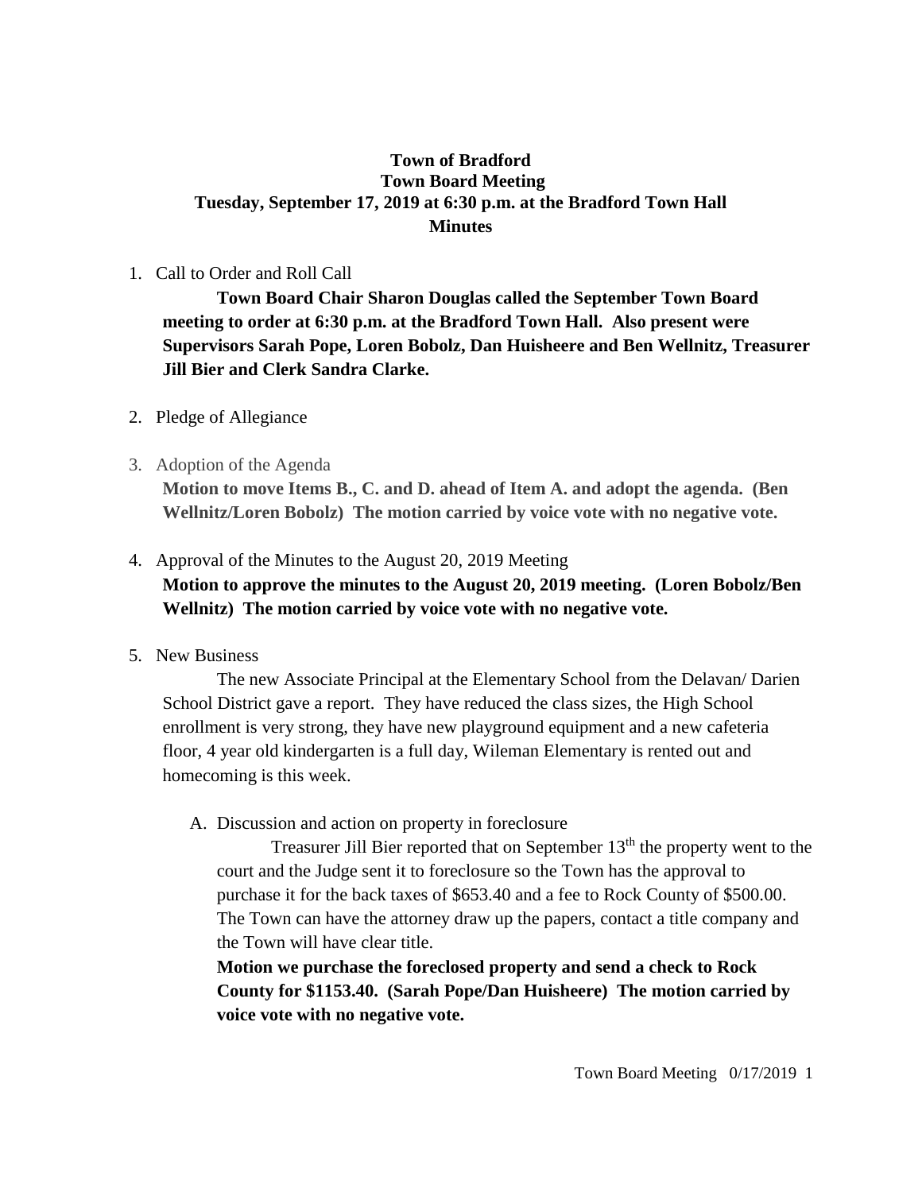# Town of Bradford
## Town Board Meeting
## Tuesday, September 17, 2019 at 6:30 p.m. at the Bradford Town Hall
## Minutes

1. Call to Order and Roll Call

   **Town Board Chair Sharon Douglas called the September Town Board meeting to order at 6:30 p.m. at the Bradford Town Hall. Also present were Supervisors Sarah Pope, Loren Bobolz, Dan Huisheere and Ben Wellnitz, Treasurer Jill Bier and Clerk Sandra Clarke.**

2. Pledge of Allegiance

3. Adoption of the Agenda

   **Motion to move Items B., C. and D. ahead of Item A. and adopt the agenda. (Ben Wellnitz/Loren Bobolz) The motion carried by voice vote with no negative vote.**

4. Approval of the Minutes to the August 20, 2019 Meeting

   **Motion to approve the minutes to the August 20, 2019 meeting. (Loren Bobolz/Ben Wellnitz) The motion carried by voice vote with no negative vote.**

5. New Business

   The new Associate Principal at the Elementary School from the Delavan/ Darien School District gave a report. They have reduced the class sizes, the High School enrollment is very strong, they have new playground equipment and a new cafeteria floor, 4 year old kindergarten is a full day, Wileman Elementary is rented out and homecoming is this week.

   A. Discussion and action on property in foreclosure

      Treasurer Jill Bier reported that on September 13th the property went to the court and the Judge sent it to foreclosure so the Town has the approval to purchase it for the back taxes of $653.40 and a fee to Rock County of $500.00. The Town can have the attorney draw up the papers, contact a title company and the Town will have clear title.

      **Motion we purchase the foreclosed property and send a check to Rock County for $1153.40. (Sarah Pope/Dan Huisheere) The motion carried by voice vote with no negative vote.**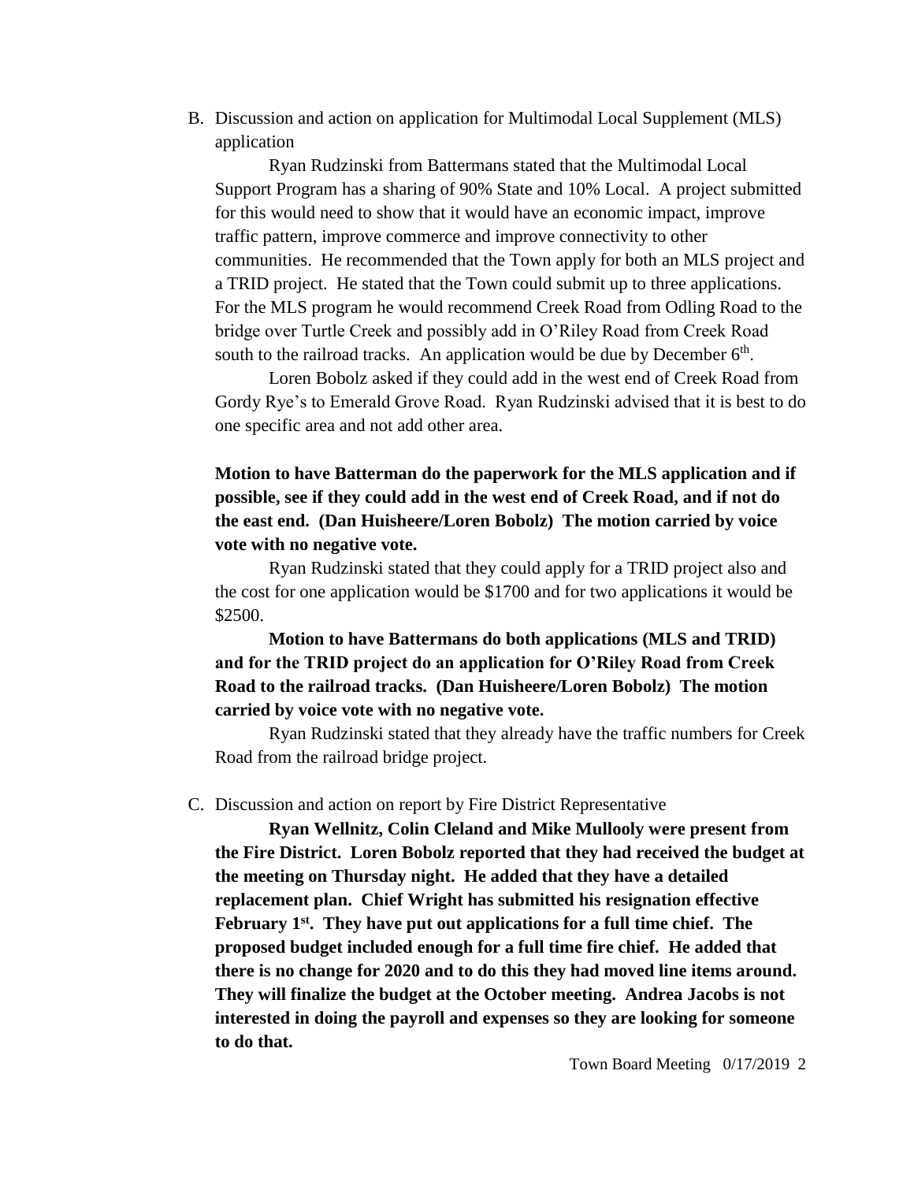B. Discussion and action on application for Multimodal Local Supplement (MLS) application

Ryan Rudzinski from Battermans stated that the Multimodal Local Support Program has a sharing of 90% State and 10% Local. A project submitted for this would need to show that it would have an economic impact, improve traffic pattern, improve commerce and improve connectivity to other communities. He recommended that the Town apply for both an MLS project and a TRID project. He stated that the Town could submit up to three applications. For the MLS program he would recommend Creek Road from Odling Road to the bridge over Turtle Creek and possibly add in O'Riley Road from Creek Road south to the railroad tracks. An application would be due by December 6th.

Loren Bobolz asked if they could add in the west end of Creek Road from Gordy Rye's to Emerald Grove Road. Ryan Rudzinski advised that it is best to do one specific area and not add other area.

**Motion to have Batterman do the paperwork for the MLS application and if possible, see if they could add in the west end of Creek Road, and if not do the east end. (Dan Huisheere/Loren Bobolz) The motion carried by voice vote with no negative vote.**

Ryan Rudzinski stated that they could apply for a TRID project also and the cost for one application would be $1700 and for two applications it would be $2500.

**Motion to have Battermans do both applications (MLS and TRID) and for the TRID project do an application for O'Riley Road from Creek Road to the railroad tracks. (Dan Huisheere/Loren Bobolz) The motion carried by voice vote with no negative vote.**

Ryan Rudzinski stated that they already have the traffic numbers for Creek Road from the railroad bridge project.

C. Discussion and action on report by Fire District Representative

**Ryan Wellnitz, Colin Cleland and Mike Mullooly were present from the Fire District. Loren Bobolz reported that they had received the budget at the meeting on Thursday night. He added that they have a detailed replacement plan. Chief Wright has submitted his resignation effective February 1st. They have put out applications for a full time chief. The proposed budget included enough for a full time fire chief. He added that there is no change for 2020 and to do this they had moved line items around. They will finalize the budget at the October meeting. Andrea Jacobs is not interested in doing the payroll and expenses so they are looking for someone to do that.**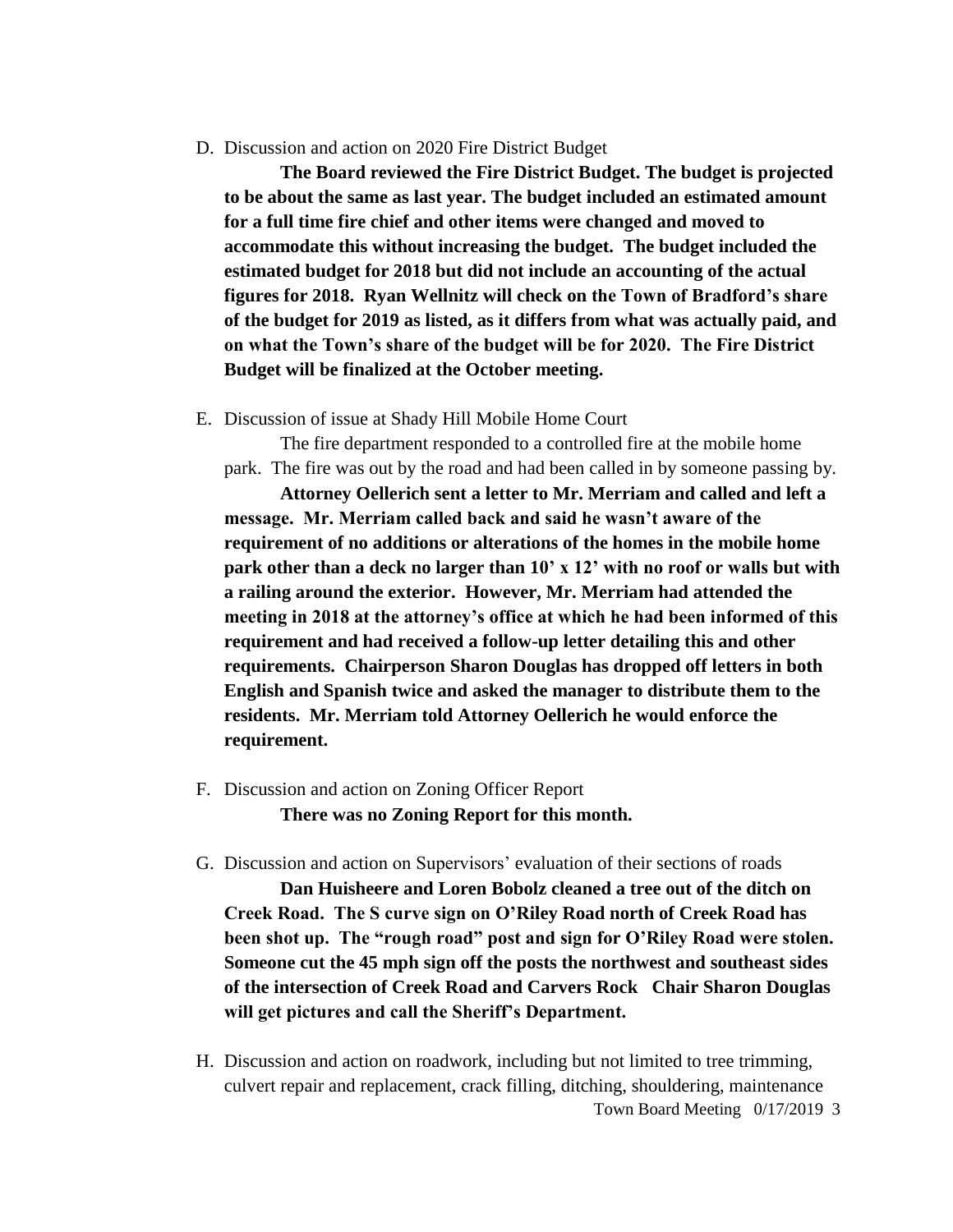D. Discussion and action on 2020 Fire District Budget

**The Board reviewed the Fire District Budget. The budget is projected to be about the same as last year. The budget included an estimated amount for a full time fire chief and other items were changed and moved to accommodate this without increasing the budget. The budget included the estimated budget for 2018 but did not include an accounting of the actual figures for 2018. Ryan Wellnitz will check on the Town of Bradford's share of the budget for 2019 as listed, as it differs from what was actually paid, and on what the Town's share of the budget will be for 2020. The Fire District Budget will be finalized at the October meeting.**

E. Discussion of issue at Shady Hill Mobile Home Court

The fire department responded to a controlled fire at the mobile home park. The fire was out by the road and had been called in by someone passing by.

**Attorney Oellerich sent a letter to Mr. Merriam and called and left a message. Mr. Merriam called back and said he wasn't aware of the requirement of no additions or alterations of the homes in the mobile home park other than a deck no larger than 10' x 12' with no roof or walls but with a railing around the exterior. However, Mr. Merriam had attended the meeting in 2018 at the attorney's office at which he had been informed of this requirement and had received a follow-up letter detailing this and other requirements. Chairperson Sharon Douglas has dropped off letters in both English and Spanish twice and asked the manager to distribute them to the residents. Mr. Merriam told Attorney Oellerich he would enforce the requirement.**

F. Discussion and action on Zoning Officer Report

**There was no Zoning Report for this month.**

G. Discussion and action on Supervisors' evaluation of their sections of roads

**Dan Huisheere and Loren Bobolz cleaned a tree out of the ditch on Creek Road. The S curve sign on O'Riley Road north of Creek Road has been shot up. The "rough road" post and sign for O'Riley Road were stolen. Someone cut the 45 mph sign off the posts the northwest and southeast sides of the intersection of Creek Road and Carvers Rock Chair Sharon Douglas will get pictures and call the Sheriff's Department.**

H. Discussion and action on roadwork, including but not limited to tree trimming, culvert repair and replacement, crack filling, ditching, shouldering, maintenance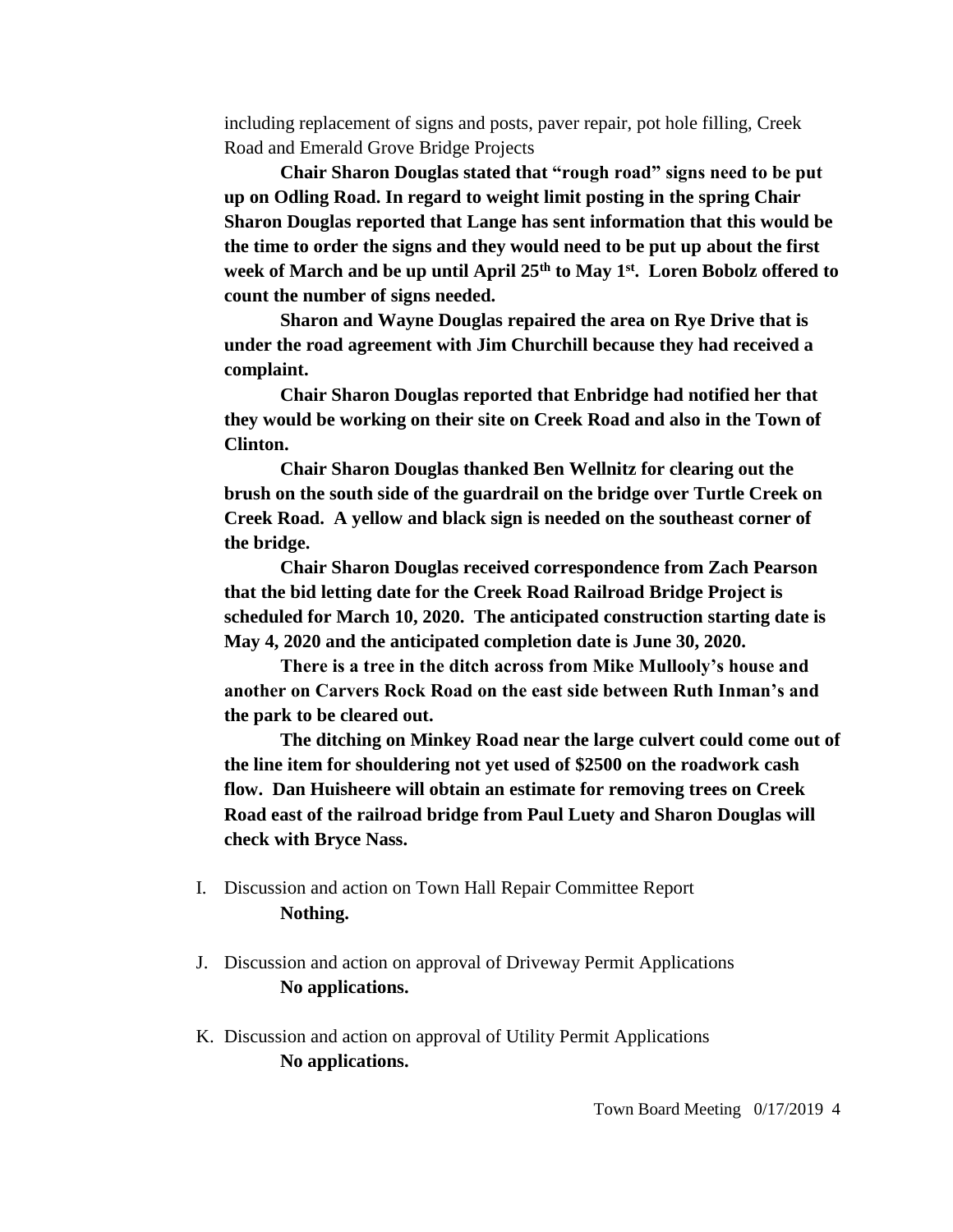including replacement of signs and posts, paver repair, pot hole filling, Creek Road and Emerald Grove Bridge Projects

**Chair Sharon Douglas stated that "rough road" signs need to be put up on Odling Road. In regard to weight limit posting in the spring Chair Sharon Douglas reported that Lange has sent information that this would be the time to order the signs and they would need to be put up about the first week of March and be up until April 25th to May 1st. Loren Bobolz offered to count the number of signs needed.**

**Sharon and Wayne Douglas repaired the area on Rye Drive that is under the road agreement with Jim Churchill because they had received a complaint.**

**Chair Sharon Douglas reported that Enbridge had notified her that they would be working on their site on Creek Road and also in the Town of Clinton.**

**Chair Sharon Douglas thanked Ben Wellnitz for clearing out the brush on the south side of the guardrail on the bridge over Turtle Creek on Creek Road. A yellow and black sign is needed on the southeast corner of the bridge.**

**Chair Sharon Douglas received correspondence from Zach Pearson that the bid letting date for the Creek Road Railroad Bridge Project is scheduled for March 10, 2020. The anticipated construction starting date is May 4, 2020 and the anticipated completion date is June 30, 2020.**

**There is a tree in the ditch across from Mike Mullooly's house and another on Carvers Rock Road on the east side between Ruth Inman's and the park to be cleared out.**

**The ditching on Minkey Road near the large culvert could come out of the line item for shouldering not yet used of $2500 on the roadwork cash flow. Dan Huisheere will obtain an estimate for removing trees on Creek Road east of the railroad bridge from Paul Luety and Sharon Douglas will check with Bryce Nass.**

I. Discussion and action on Town Hall Repair Committee Report
   **Nothing.**

J. Discussion and action on approval of Driveway Permit Applications
   **No applications.**

K. Discussion and action on approval of Utility Permit Applications
   **No applications.**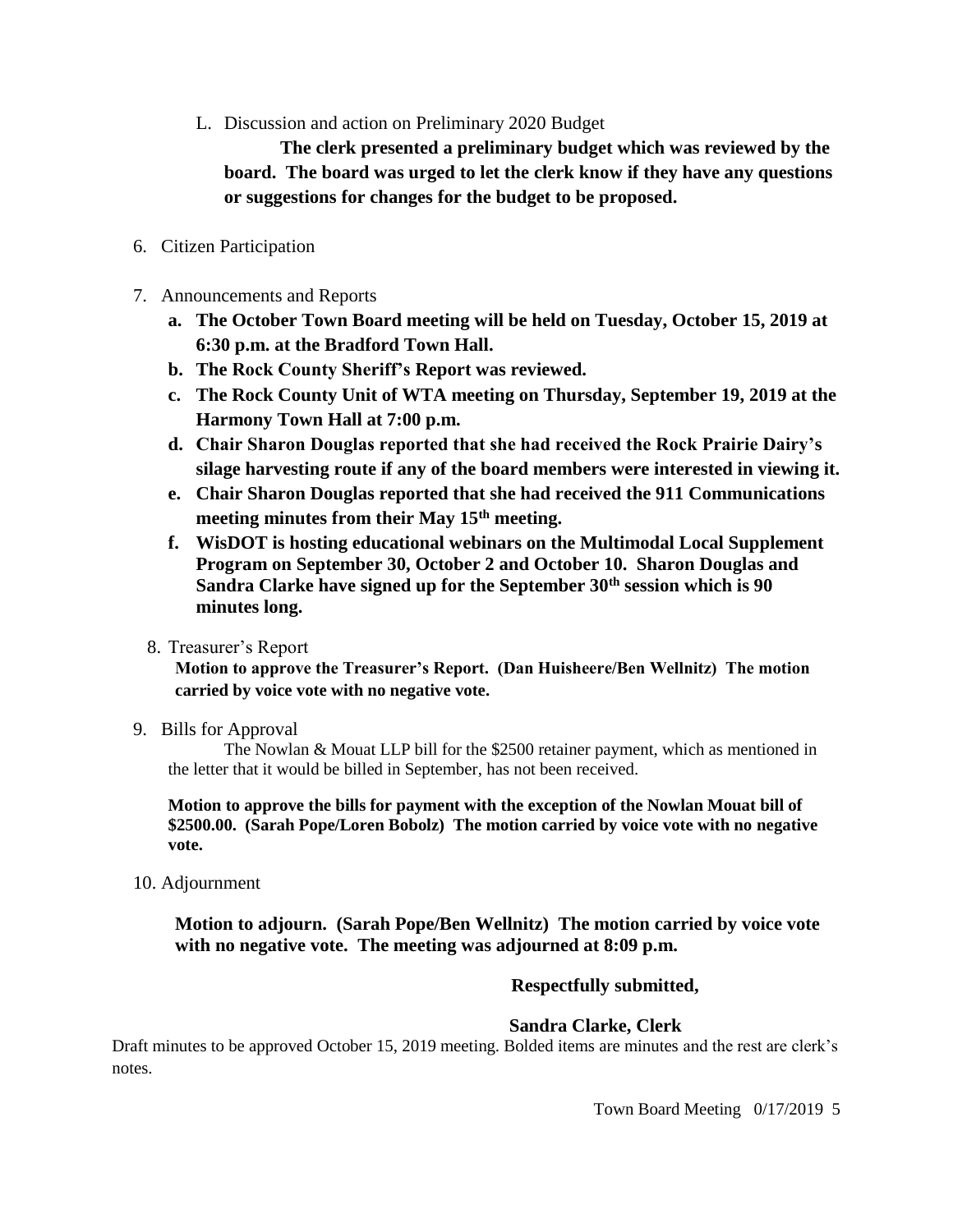L. Discussion and action on Preliminary 2020 Budget

**The clerk presented a preliminary budget which was reviewed by the board. The board was urged to let the clerk know if they have any questions or suggestions for changes for the budget to be proposed.**

6. Citizen Participation

7. Announcements and Reports
   - **a. The October Town Board meeting will be held on Tuesday, October 15, 2019 at 6:30 p.m. at the Bradford Town Hall.**
   - **b. The Rock County Sheriff's Report was reviewed.**
   - **c. The Rock County Unit of WTA meeting on Thursday, September 19, 2019 at the Harmony Town Hall at 7:00 p.m.**
   - **d. Chair Sharon Douglas reported that she had received the Rock Prairie Dairy's silage harvesting route if any of the board members were interested in viewing it.**
   - **e. Chair Sharon Douglas reported that she had received the 911 Communications meeting minutes from their May 15th meeting.**
   - **f. WisDOT is hosting educational webinars on the Multimodal Local Supplement Program on September 30, October 2 and October 10. Sharon Douglas and Sandra Clarke have signed up for the September 30th session which is 90 minutes long.**

8. Treasurer's Report

**Motion to approve the Treasurer's Report. (Dan Huisheere/Ben Wellnitz) The motion carried by voice vote with no negative vote.**

9. Bills for Approval

The Nowlan & Mouat LLP bill for the $2500 retainer payment, which as mentioned in the letter that it would be billed in September, has not been received.

**Motion to approve the bills for payment with the exception of the Nowlan Mouat bill of $2500.00. (Sarah Pope/Loren Bobolz) The motion carried by voice vote with no negative vote.**

10. Adjournment

**Motion to adjourn. (Sarah Pope/Ben Wellnitz) The motion carried by voice vote with no negative vote. The meeting was adjourned at 8:09 p.m.**

**Respectfully submitted,**

**Sandra Clarke, Clerk**

Draft minutes to be approved October 15, 2019 meeting. Bolded items are minutes and the rest are clerk's notes.